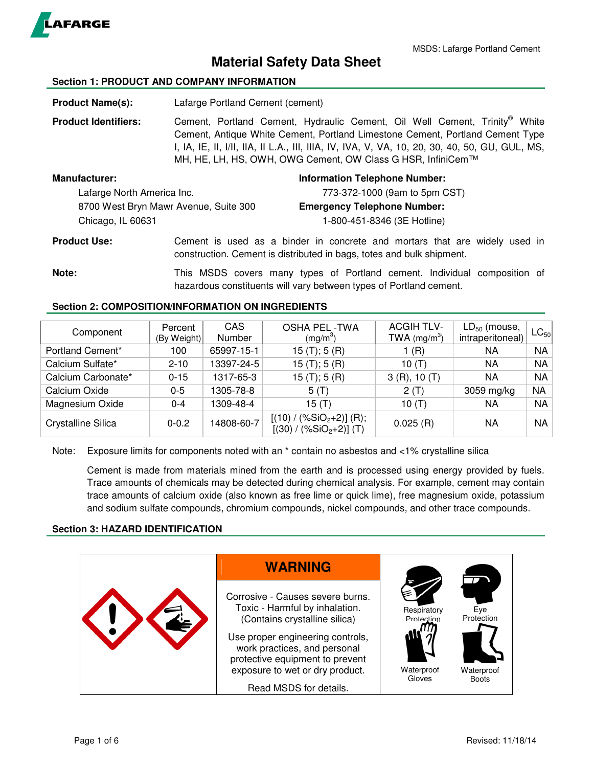LAFARGE

MSDS: Lafarge Portland Cement

# Material Safety Data Sheet

## Section 1: PRODUCT AND COMPANY INFORMATION

**Product Name(s):** Lafarge Portland Cement (cement)

**Product Identifiers:** Cement, Portland Cement, Hydraulic Cement, Oil Well Cement, Trinity® White Cement, Antique White Cement, Portland Limestone Cement, Portland Cement Type I, IA, IE, II, I/II, IIA, II L.A., III, IIIA, IV, IVA, V, VA, 10, 20, 30, 40, 50, GU, GUL, MS, MH, HE, LH, HS, OWH, OWG Cement, OW Class G HSR, InfiniCem™

**Manufacturer:**
Lafarge North America Inc.
8700 West Bryn Mawr Avenue, Suite 300
Chicago, IL 60631

**Information Telephone Number:**
773-372-1000 (9am to 5pm CST)

**Emergency Telephone Number:**
1-800-451-8346 (3E Hotline)

**Product Use:** Cement is used as a binder in concrete and mortars that are widely used in construction. Cement is distributed in bags, totes and bulk shipment.

**Note:** This MSDS covers many types of Portland cement. Individual composition of hazardous constituents will vary between types of Portland cement.

## Section 2: COMPOSITION/INFORMATION ON INGREDIENTS

| Component | Percent (By Weight) | CAS Number | OSHA PEL -TWA ($mg/m^3$) | ACGIH TLV-TWA ($mg/m^3$) | $LD_{50}$ (mouse, intraperitoneal) | $LC_{50}$ |
|---|---|---|---|---|---|---|
| Portland Cement* | 100 | 65997-15-1 | 15 (T); 5 (R) | 1 (R) | NA | NA |
| Calcium Sulfate* | 2-10 | 13397-24-5 | 15 (T); 5 (R) | 10 (T) | NA | NA |
| Calcium Carbonate* | 0-15 | 1317-65-3 | 15 (T); 5 (R) | 3 (R), 10 (T) | NA | NA |
| Calcium Oxide | 0-5 | 1305-78-8 | 5 (T) | 2 (T) | 3059 mg/kg | NA |
| Magnesium Oxide | 0-4 | 1309-48-4 | 15 (T) | 10 (T) | NA | NA |
| Crystalline Silica | 0-0.2 | 14808-60-7 | [(10) / (%$SiO_2$+2)] (R); [(30) / (%$SiO_2$+2)] (T) | 0.025 (R) | NA | NA |

Note: Exposure limits for components noted with an * contain no asbestos and <1% crystalline silica

Cement is made from materials mined from the earth and is processed using energy provided by fuels. Trace amounts of chemicals may be detected during chemical analysis. For example, cement may contain trace amounts of calcium oxide (also known as free lime or quick lime), free magnesium oxide, potassium and sodium sulfate compounds, chromium compounds, nickel compounds, and other trace compounds.

## Section 3: HAZARD IDENTIFICATION

**WARNING**

Corrosive - Causes severe burns.
Toxic - Harmful by inhalation.
(Contains crystalline silica)

Use proper engineering controls, work practices, and personal protective equipment to prevent exposure to wet or dry product.

Read MSDS for details.

Respiratory Protection | Eye Protection | Waterproof Gloves | Waterproof Boots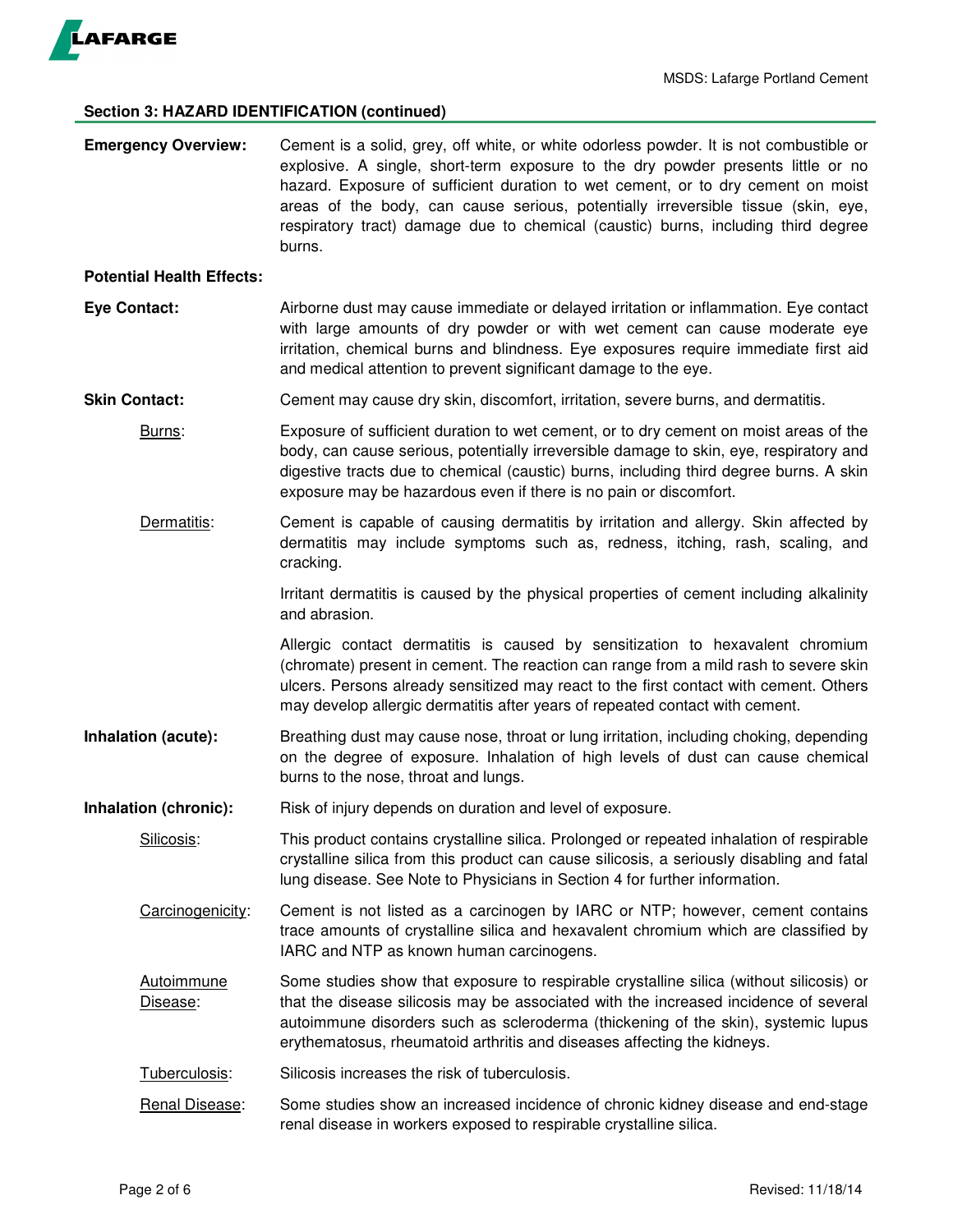## Section 3: HAZARD IDENTIFICATION (continued)

**Emergency Overview:** Cement is a solid, grey, off white, or white odorless powder. It is not combustible or explosive. A single, short-term exposure to the dry powder presents little or no hazard. Exposure of sufficient duration to wet cement, or to dry cement on moist areas of the body, can cause serious, potentially irreversible tissue (skin, eye, respiratory tract) damage due to chemical (caustic) burns, including third degree burns.

**Potential Health Effects:**

**Eye Contact:** Airborne dust may cause immediate or delayed irritation or inflammation. Eye contact with large amounts of dry powder or with wet cement can cause moderate eye irritation, chemical burns and blindness. Eye exposures require immediate first aid and medical attention to prevent significant damage to the eye.

**Skin Contact:** Cement may cause dry skin, discomfort, irritation, severe burns, and dermatitis.

<u>Burns</u>: Exposure of sufficient duration to wet cement, or to dry cement on moist areas of the body, can cause serious, potentially irreversible damage to skin, eye, respiratory and digestive tracts due to chemical (caustic) burns, including third degree burns. A skin exposure may be hazardous even if there is no pain or discomfort.

<u>Dermatitis</u>: Cement is capable of causing dermatitis by irritation and allergy. Skin affected by dermatitis may include symptoms such as, redness, itching, rash, scaling, and cracking.

Irritant dermatitis is caused by the physical properties of cement including alkalinity and abrasion.

Allergic contact dermatitis is caused by sensitization to hexavalent chromium (chromate) present in cement. The reaction can range from a mild rash to severe skin ulcers. Persons already sensitized may react to the first contact with cement. Others may develop allergic dermatitis after years of repeated contact with cement.

**Inhalation (acute):** Breathing dust may cause nose, throat or lung irritation, including choking, depending on the degree of exposure. Inhalation of high levels of dust can cause chemical burns to the nose, throat and lungs.

**Inhalation (chronic):** Risk of injury depends on duration and level of exposure.

<u>Silicosis</u>: This product contains crystalline silica. Prolonged or repeated inhalation of respirable crystalline silica from this product can cause silicosis, a seriously disabling and fatal lung disease. See Note to Physicians in Section 4 for further information.

<u>Carcinogenicity</u>: Cement is not listed as a carcinogen by IARC or NTP; however, cement contains trace amounts of crystalline silica and hexavalent chromium which are classified by IARC and NTP as known human carcinogens.

<u>Autoimmune Disease</u>: Some studies show that exposure to respirable crystalline silica (without silicosis) or that the disease silicosis may be associated with the increased incidence of several autoimmune disorders such as scleroderma (thickening of the skin), systemic lupus erythematosus, rheumatoid arthritis and diseases affecting the kidneys.

<u>Tuberculosis</u>: Silicosis increases the risk of tuberculosis.

<u>Renal Disease</u>: Some studies show an increased incidence of chronic kidney disease and end-stage renal disease in workers exposed to respirable crystalline silica.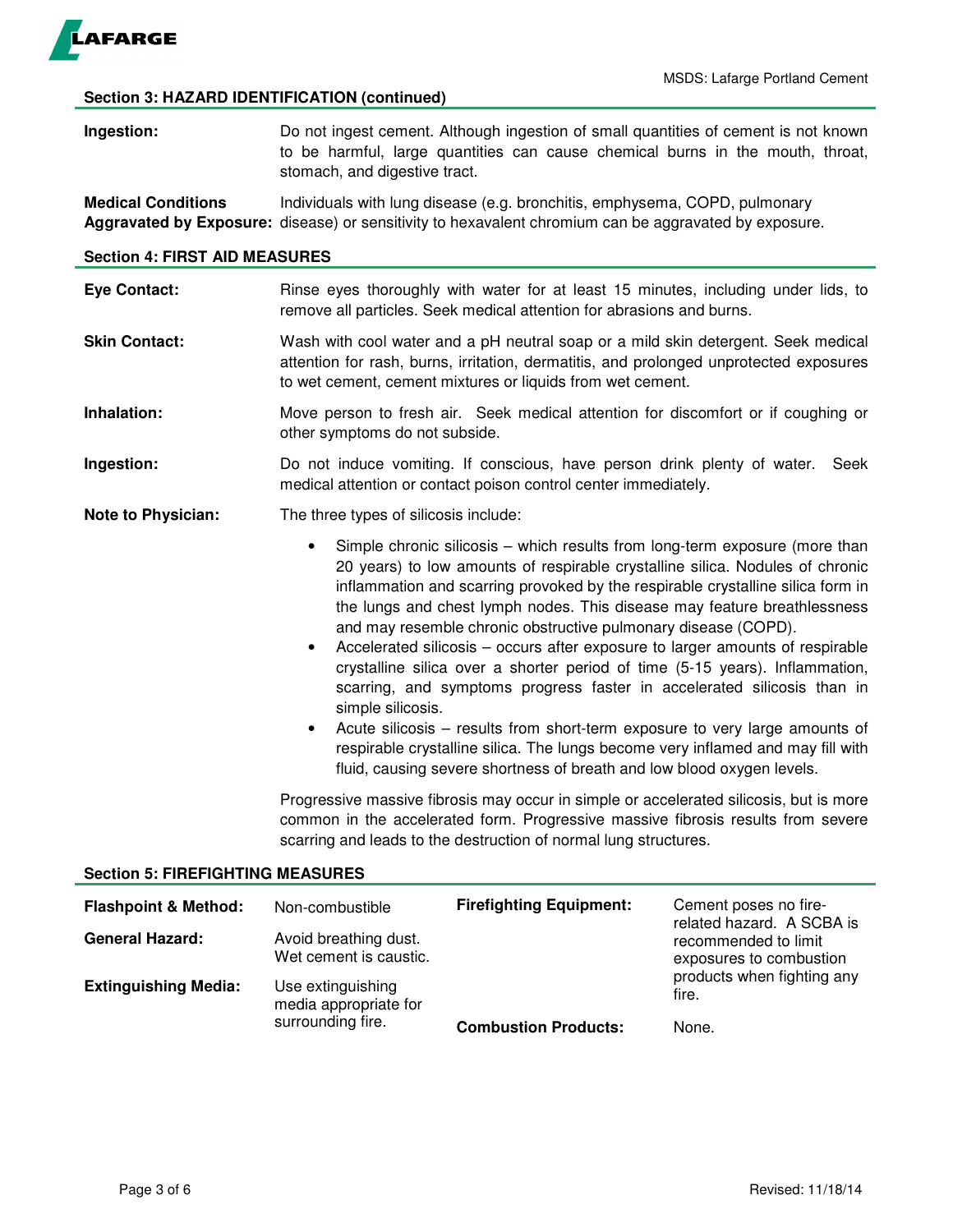## Section 3: HAZARD IDENTIFICATION (continued)

**Ingestion:** Do not ingest cement. Although ingestion of small quantities of cement is not known to be harmful, large quantities can cause chemical burns in the mouth, throat, stomach, and digestive tract.

**Medical Conditions Aggravated by Exposure:** Individuals with lung disease (e.g. bronchitis, emphysema, COPD, pulmonary disease) or sensitivity to hexavalent chromium can be aggravated by exposure.

## Section 4: FIRST AID MEASURES

**Eye Contact:** Rinse eyes thoroughly with water for at least 15 minutes, including under lids, to remove all particles. Seek medical attention for abrasions and burns.

**Skin Contact:** Wash with cool water and a pH neutral soap or a mild skin detergent. Seek medical attention for rash, burns, irritation, dermatitis, and prolonged unprotected exposures to wet cement, cement mixtures or liquids from wet cement.

**Inhalation:** Move person to fresh air. Seek medical attention for discomfort or if coughing or other symptoms do not subside.

**Ingestion:** Do not induce vomiting. If conscious, have person drink plenty of water. Seek medical attention or contact poison control center immediately.

**Note to Physician:** The three types of silicosis include:

- Simple chronic silicosis – which results from long-term exposure (more than 20 years) to low amounts of respirable crystalline silica. Nodules of chronic inflammation and scarring provoked by the respirable crystalline silica form in the lungs and chest lymph nodes. This disease may feature breathlessness and may resemble chronic obstructive pulmonary disease (COPD).
- Accelerated silicosis – occurs after exposure to larger amounts of respirable crystalline silica over a shorter period of time (5-15 years). Inflammation, scarring, and symptoms progress faster in accelerated silicosis than in simple silicosis.
- Acute silicosis – results from short-term exposure to very large amounts of respirable crystalline silica. The lungs become very inflamed and may fill with fluid, causing severe shortness of breath and low blood oxygen levels.

Progressive massive fibrosis may occur in simple or accelerated silicosis, but is more common in the accelerated form. Progressive massive fibrosis results from severe scarring and leads to the destruction of normal lung structures.

## Section 5: FIREFIGHTING MEASURES

**Flashpoint & Method:** Non-combustible

**General Hazard:** Avoid breathing dust. Wet cement is caustic.

**Extinguishing Media:** Use extinguishing media appropriate for surrounding fire.

**Firefighting Equipment:** Cement poses no fire-related hazard. A SCBA is recommended to limit exposures to combustion products when fighting any fire.

**Combustion Products:** None.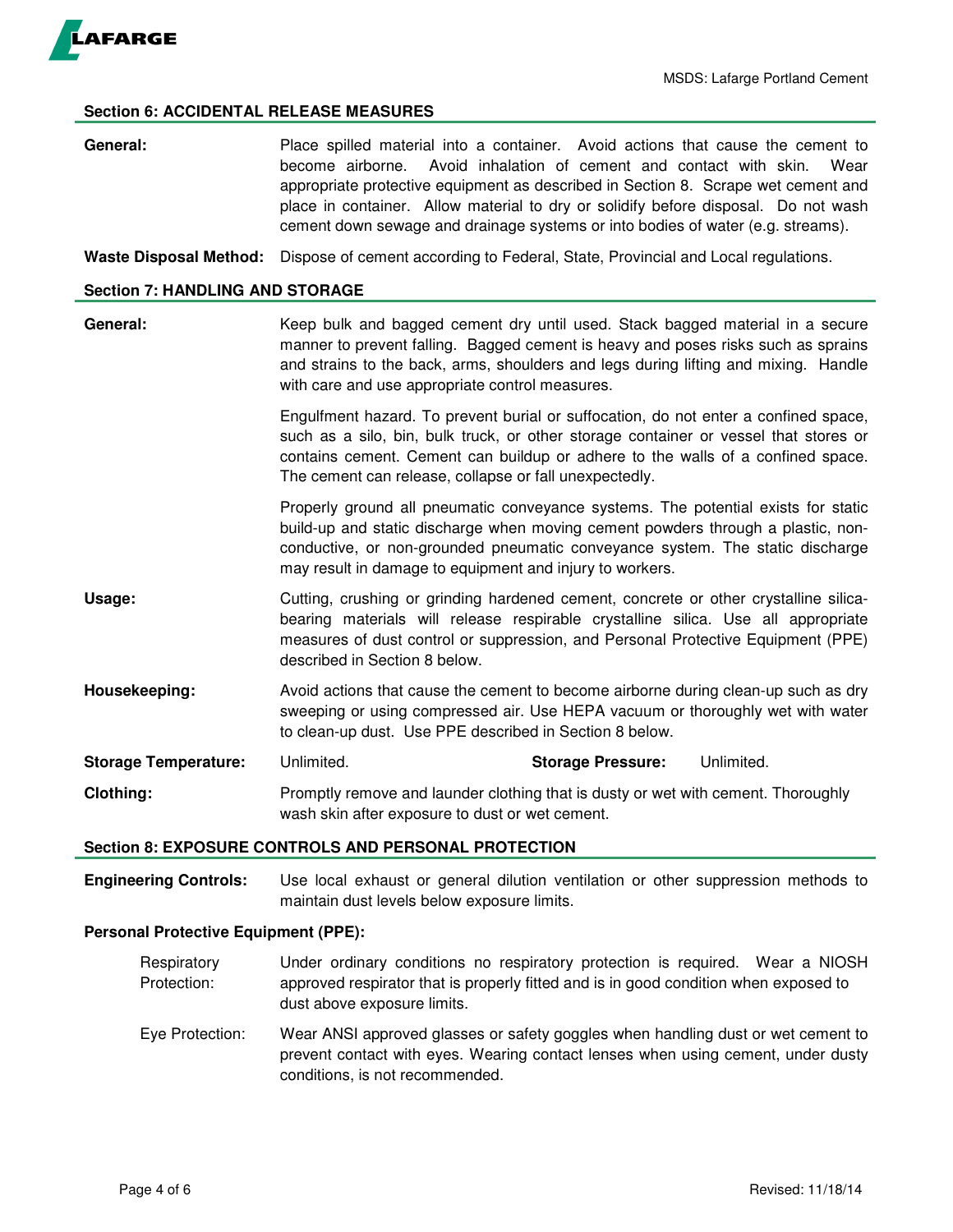## Section 6: ACCIDENTAL RELEASE MEASURES

**General:** Place spilled material into a container. Avoid actions that cause the cement to become airborne. Avoid inhalation of cement and contact with skin. Wear appropriate protective equipment as described in Section 8. Scrape wet cement and place in container. Allow material to dry or solidify before disposal. Do not wash cement down sewage and drainage systems or into bodies of water (e.g. streams).

**Waste Disposal Method:** Dispose of cement according to Federal, State, Provincial and Local regulations.

## Section 7: HANDLING AND STORAGE

**General:** Keep bulk and bagged cement dry until used. Stack bagged material in a secure manner to prevent falling. Bagged cement is heavy and poses risks such as sprains and strains to the back, arms, shoulders and legs during lifting and mixing. Handle with care and use appropriate control measures.

Engulfment hazard. To prevent burial or suffocation, do not enter a confined space, such as a silo, bin, bulk truck, or other storage container or vessel that stores or contains cement. Cement can buildup or adhere to the walls of a confined space. The cement can release, collapse or fall unexpectedly.

Properly ground all pneumatic conveyance systems. The potential exists for static build-up and static discharge when moving cement powders through a plastic, non-conductive, or non-grounded pneumatic conveyance system. The static discharge may result in damage to equipment and injury to workers.

**Usage:** Cutting, crushing or grinding hardened cement, concrete or other crystalline silica-bearing materials will release respirable crystalline silica. Use all appropriate measures of dust control or suppression, and Personal Protective Equipment (PPE) described in Section 8 below.

**Housekeeping:** Avoid actions that cause the cement to become airborne during clean-up such as dry sweeping or using compressed air. Use HEPA vacuum or thoroughly wet with water to clean-up dust. Use PPE described in Section 8 below.

**Storage Temperature:** Unlimited. **Storage Pressure:** Unlimited.

**Clothing:** Promptly remove and launder clothing that is dusty or wet with cement. Thoroughly wash skin after exposure to dust or wet cement.

## Section 8: EXPOSURE CONTROLS AND PERSONAL PROTECTION

**Engineering Controls:** Use local exhaust or general dilution ventilation or other suppression methods to maintain dust levels below exposure limits.

**Personal Protective Equipment (PPE):**

Respiratory Protection: Under ordinary conditions no respiratory protection is required. Wear a NIOSH approved respirator that is properly fitted and is in good condition when exposed to dust above exposure limits.

Eye Protection: Wear ANSI approved glasses or safety goggles when handling dust or wet cement to prevent contact with eyes. Wearing contact lenses when using cement, under dusty conditions, is not recommended.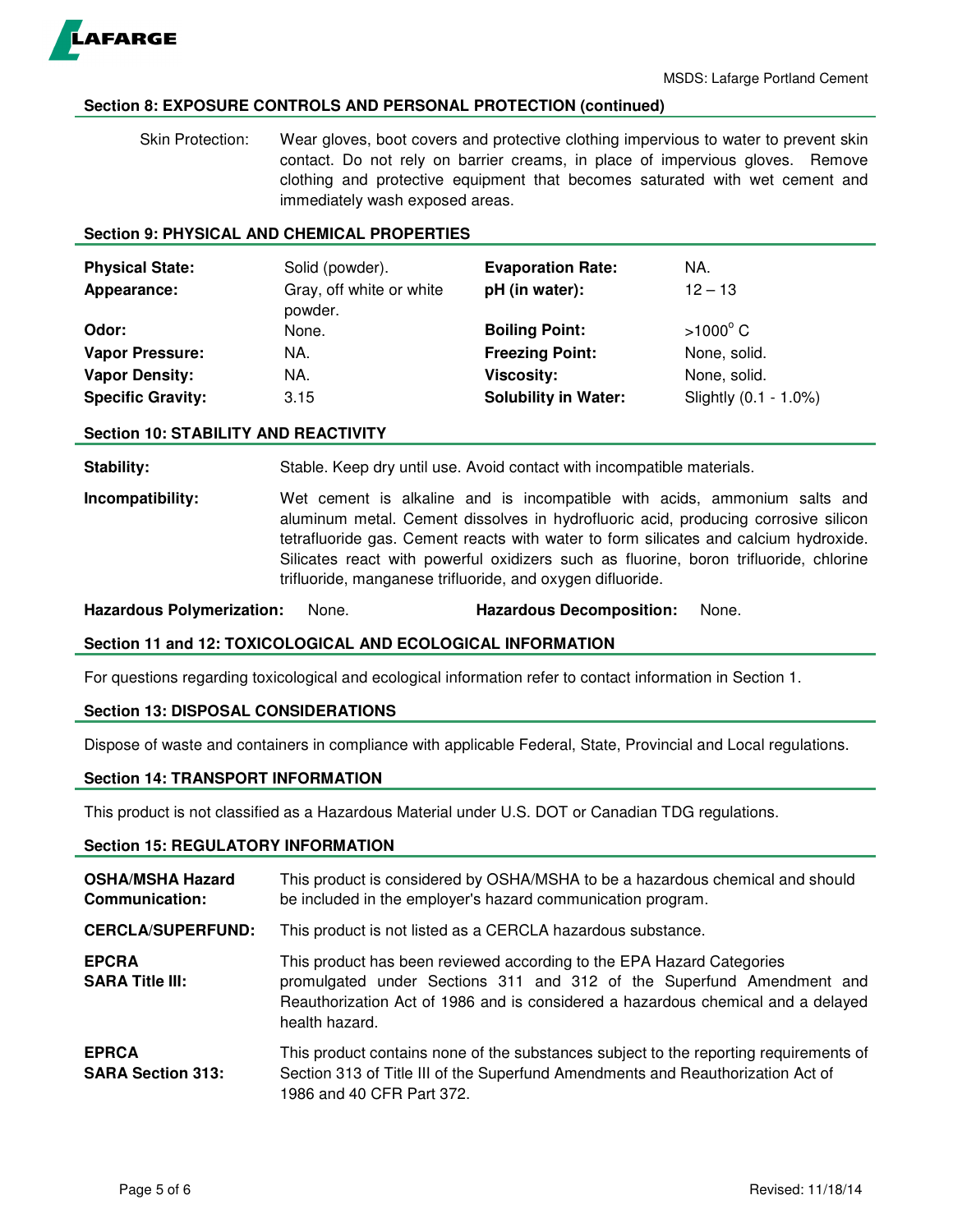## Section 8: EXPOSURE CONTROLS AND PERSONAL PROTECTION (continued)

| | |
|---|---|
| Skin Protection: | Wear gloves, boot covers and protective clothing impervious to water to prevent skin contact. Do not rely on barrier creams, in place of impervious gloves. Remove clothing and protective equipment that becomes saturated with wet cement and immediately wash exposed areas. |

## Section 9: PHYSICAL AND CHEMICAL PROPERTIES

| | | | |
|---|---|---|---|
| **Physical State:** | Solid (powder). | **Evaporation Rate:** | NA. |
| **Appearance:** | Gray, off white or white powder. | **pH (in water):** | 12 – 13 |
| **Odor:** | None. | **Boiling Point:** | >1000° C |
| **Vapor Pressure:** | NA. | **Freezing Point:** | None, solid. |
| **Vapor Density:** | NA. | **Viscosity:** | None, solid. |
| **Specific Gravity:** | 3.15 | **Solubility in Water:** | Slightly (0.1 - 1.0%) |

## Section 10: STABILITY AND REACTIVITY

**Stability:** Stable. Keep dry until use. Avoid contact with incompatible materials.

**Incompatibility:** Wet cement is alkaline and is incompatible with acids, ammonium salts and aluminum metal. Cement dissolves in hydrofluoric acid, producing corrosive silicon tetrafluoride gas. Cement reacts with water to form silicates and calcium hydroxide. Silicates react with powerful oxidizers such as fluorine, boron trifluoride, chlorine trifluoride, manganese trifluoride, and oxygen difluoride.

**Hazardous Polymerization:** None. **Hazardous Decomposition:** None.

## Section 11 and 12: TOXICOLOGICAL AND ECOLOGICAL INFORMATION

For questions regarding toxicological and ecological information refer to contact information in Section 1.

## Section 13: DISPOSAL CONSIDERATIONS

Dispose of waste and containers in compliance with applicable Federal, State, Provincial and Local regulations.

## Section 14: TRANSPORT INFORMATION

This product is not classified as a Hazardous Material under U.S. DOT or Canadian TDG regulations.

## Section 15: REGULATORY INFORMATION

| | |
|---|---|
| **OSHA/MSHA Hazard Communication:** | This product is considered by OSHA/MSHA to be a hazardous chemical and should be included in the employer's hazard communication program. |
| **CERCLA/SUPERFUND:** | This product is not listed as a CERCLA hazardous substance. |
| **EPCRA SARA Title III:** | This product has been reviewed according to the EPA Hazard Categories promulgated under Sections 311 and 312 of the Superfund Amendment and Reauthorization Act of 1986 and is considered a hazardous chemical and a delayed health hazard. |
| **EPRCA SARA Section 313:** | This product contains none of the substances subject to the reporting requirements of Section 313 of Title III of the Superfund Amendments and Reauthorization Act of 1986 and 40 CFR Part 372. |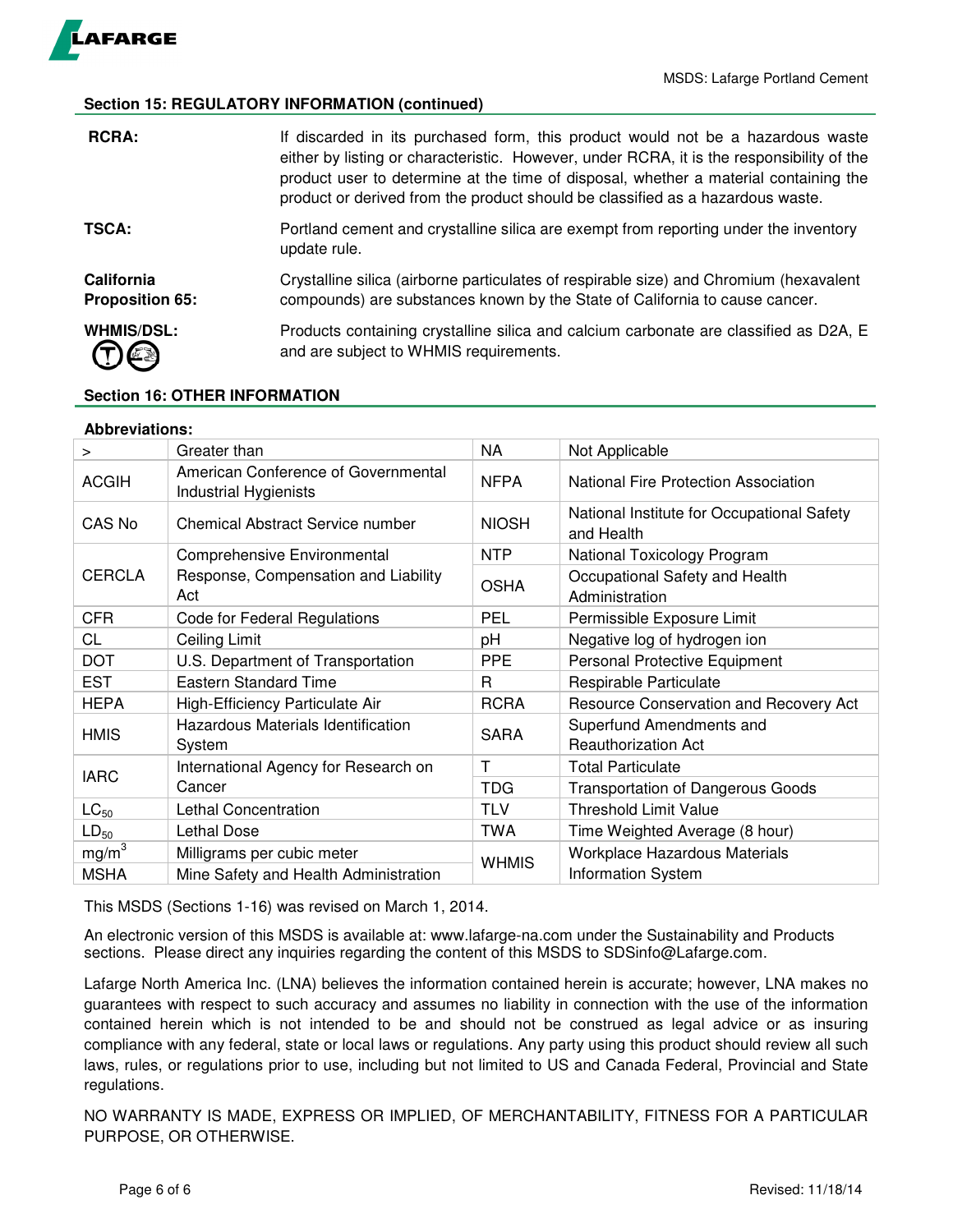### Section 15: REGULATORY INFORMATION (continued)

**RCRA:** If discarded in its purchased form, this product would not be a hazardous waste either by listing or characteristic. However, under RCRA, it is the responsibility of the product user to determine at the time of disposal, whether a material containing the product or derived from the product should be classified as a hazardous waste.

**TSCA:** Portland cement and crystalline silica are exempt from reporting under the inventory update rule.

**California Proposition 65:** Crystalline silica (airborne particulates of respirable size) and Chromium (hexavalent compounds) are substances known by the State of California to cause cancer.

**WHMIS/DSL:** Products containing crystalline silica and calcium carbonate are classified as D2A, E and are subject to WHMIS requirements.

### Section 16: OTHER INFORMATION

**Abbreviations:**

| | | | |
|---|---|---|---|
| > | Greater than | NA | Not Applicable |
| ACGIH | American Conference of Governmental Industrial Hygienists | NFPA | National Fire Protection Association |
| CAS No | Chemical Abstract Service number | NIOSH | National Institute for Occupational Safety and Health |
| CERCLA | Comprehensive Environmental Response, Compensation and Liability Act | NTP | National Toxicology Program |
| | | OSHA | Occupational Safety and Health Administration |
| CFR | Code for Federal Regulations | PEL | Permissible Exposure Limit |
| CL | Ceiling Limit | pH | Negative log of hydrogen ion |
| DOT | U.S. Department of Transportation | PPE | Personal Protective Equipment |
| EST | Eastern Standard Time | R | Respirable Particulate |
| HEPA | High-Efficiency Particulate Air | RCRA | Resource Conservation and Recovery Act |
| HMIS | Hazardous Materials Identification System | SARA | Superfund Amendments and Reauthorization Act |
| IARC | International Agency for Research on Cancer | T | Total Particulate |
| | | TDG | Transportation of Dangerous Goods |
| $LC_{50}$ | Lethal Concentration | TLV | Threshold Limit Value |
| $LD_{50}$ | Lethal Dose | TWA | Time Weighted Average (8 hour) |
| $mg/m^3$ | Milligrams per cubic meter | WHMIS | Workplace Hazardous Materials Information System |
| MSHA | Mine Safety and Health Administration | | |

This MSDS (Sections 1-16) was revised on March 1, 2014.

An electronic version of this MSDS is available at: www.lafarge-na.com under the Sustainability and Products sections. Please direct any inquiries regarding the content of this MSDS to SDSinfo@Lafarge.com.

Lafarge North America Inc. (LNA) believes the information contained herein is accurate; however, LNA makes no guarantees with respect to such accuracy and assumes no liability in connection with the use of the information contained herein which is not intended to be and should not be construed as legal advice or as insuring compliance with any federal, state or local laws or regulations. Any party using this product should review all such laws, rules, or regulations prior to use, including but not limited to US and Canada Federal, Provincial and State regulations.

NO WARRANTY IS MADE, EXPRESS OR IMPLIED, OF MERCHANTABILITY, FITNESS FOR A PARTICULAR PURPOSE, OR OTHERWISE.